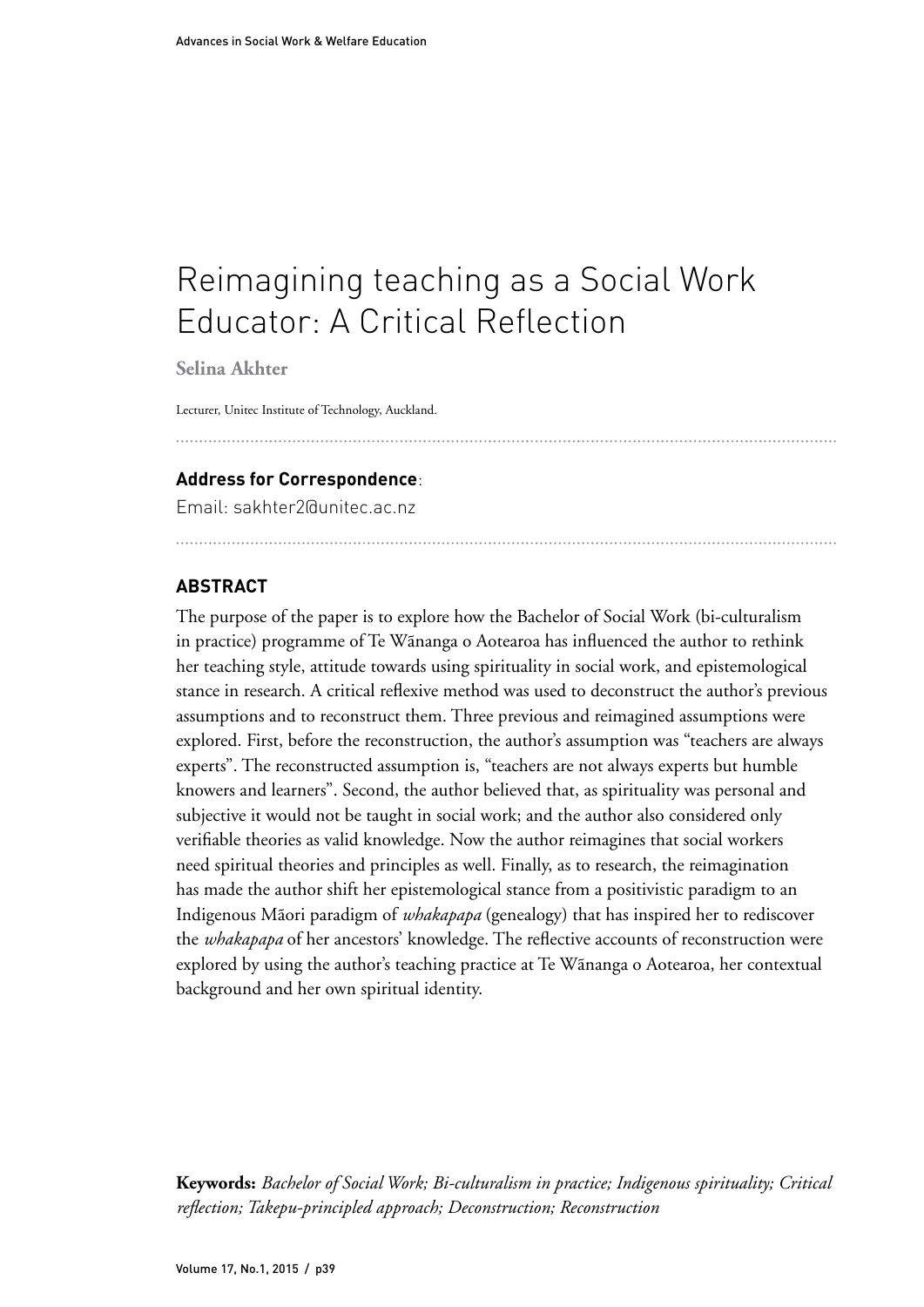# Reimagining teaching as a Social Work Educator: A Critical Reflection

**Selina Akhter**

Lecturer, Unitec Institute of Technology, Auckland.

**Address for Correspondence**:

Email: sakhter2@unitec.ac.nz

## ABSTRACT

The purpose of the paper is to explore how the Bachelor of Social Work (bi-culturalism in practice) programme of Te Wānanga o Aotearoa has influenced the author to rethink her teaching style, attitude towards using spirituality in social work, and epistemological stance in research. A critical reflexive method was used to deconstruct the author's previous assumptions and to reconstruct them. Three previous and reimagined assumptions were explored. First, before the reconstruction, the author's assumption was "teachers are always experts". The reconstructed assumption is, "teachers are not always experts but humble knowers and learners". Second, the author believed that, as spirituality was personal and subjective it would not be taught in social work; and the author also considered only verifiable theories as valid knowledge. Now the author reimagines that social workers need spiritual theories and principles as well. Finally, as to research, the reimagination has made the author shift her epistemological stance from a positivistic paradigm to an Indigenous Māori paradigm of *whakapapa* (genealogy) that has inspired her to rediscover the *whakapapa* of her ancestors' knowledge. The reflective accounts of reconstruction were explored by using the author's teaching practice at Te Wānanga o Aotearoa, her contextual background and her own spiritual identity.

**Keywords:** *Bachelor of Social Work; Bi-culturalism in practice; Indigenous spirituality; Critical reflection; Takepu-principled approach; Deconstruction; Reconstruction*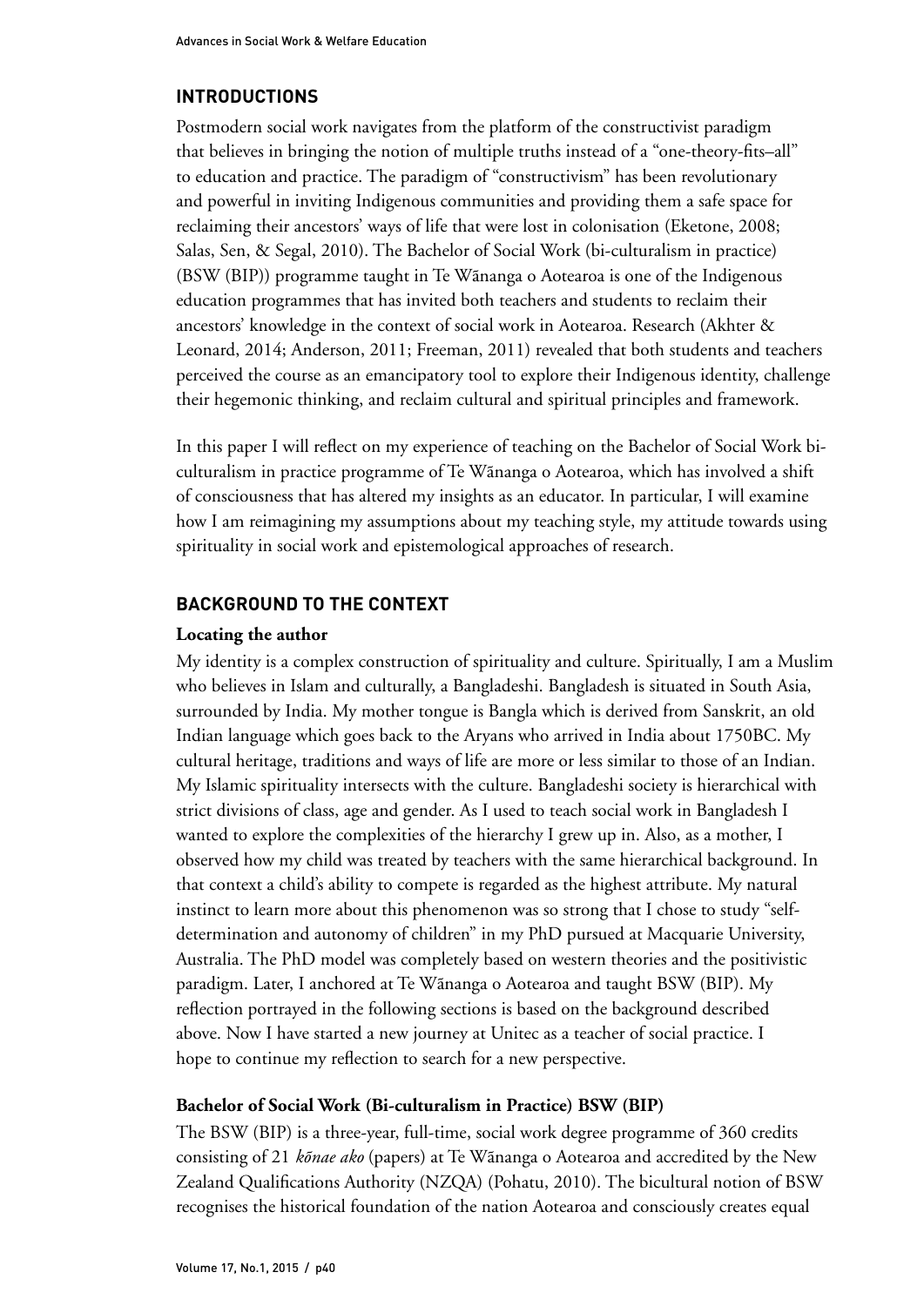## INTRODUCTIONS

Postmodern social work navigates from the platform of the constructivist paradigm that believes in bringing the notion of multiple truths instead of a "one-theory-fits–all" to education and practice. The paradigm of "constructivism" has been revolutionary and powerful in inviting Indigenous communities and providing them a safe space for reclaiming their ancestors' ways of life that were lost in colonisation (Eketone, 2008; Salas, Sen, & Segal, 2010). The Bachelor of Social Work (bi-culturalism in practice) (BSW (BIP)) programme taught in Te Wānanga o Aotearoa is one of the Indigenous education programmes that has invited both teachers and students to reclaim their ancestors' knowledge in the context of social work in Aotearoa. Research (Akhter & Leonard, 2014; Anderson, 2011; Freeman, 2011) revealed that both students and teachers perceived the course as an emancipatory tool to explore their Indigenous identity, challenge their hegemonic thinking, and reclaim cultural and spiritual principles and framework.

In this paper I will reflect on my experience of teaching on the Bachelor of Social Work bi-culturalism in practice programme of Te Wānanga o Aotearoa, which has involved a shift of consciousness that has altered my insights as an educator. In particular, I will examine how I am reimagining my assumptions about my teaching style, my attitude towards using spirituality in social work and epistemological approaches of research.

## BACKGROUND TO THE CONTEXT

### Locating the author

My identity is a complex construction of spirituality and culture. Spiritually, I am a Muslim who believes in Islam and culturally, a Bangladeshi. Bangladesh is situated in South Asia, surrounded by India. My mother tongue is Bangla which is derived from Sanskrit, an old Indian language which goes back to the Aryans who arrived in India about 1750BC. My cultural heritage, traditions and ways of life are more or less similar to those of an Indian. My Islamic spirituality intersects with the culture. Bangladeshi society is hierarchical with strict divisions of class, age and gender. As I used to teach social work in Bangladesh I wanted to explore the complexities of the hierarchy I grew up in. Also, as a mother, I observed how my child was treated by teachers with the same hierarchical background. In that context a child's ability to compete is regarded as the highest attribute. My natural instinct to learn more about this phenomenon was so strong that I chose to study "self-determination and autonomy of children" in my PhD pursued at Macquarie University, Australia. The PhD model was completely based on western theories and the positivistic paradigm. Later, I anchored at Te Wānanga o Aotearoa and taught BSW (BIP). My reflection portrayed in the following sections is based on the background described above. Now I have started a new journey at Unitec as a teacher of social practice. I hope to continue my reflection to search for a new perspective.

### Bachelor of Social Work (Bi-culturalism in Practice) BSW (BIP)

The BSW (BIP) is a three-year, full-time, social work degree programme of 360 credits consisting of 21 *kōnae ako* (papers) at Te Wānanga o Aotearoa and accredited by the New Zealand Qualifications Authority (NZQA) (Pohatu, 2010). The bicultural notion of BSW recognises the historical foundation of the nation Aotearoa and consciously creates equal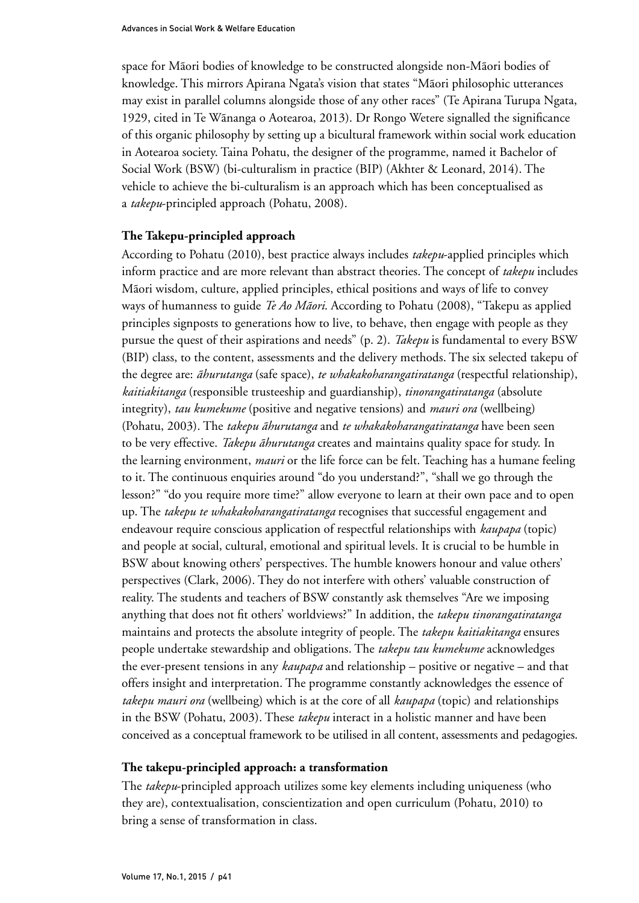space for Māori bodies of knowledge to be constructed alongside non-Māori bodies of knowledge. This mirrors Apirana Ngata's vision that states "Māori philosophic utterances may exist in parallel columns alongside those of any other races" (Te Apirana Turupa Ngata, 1929, cited in Te Wānanga o Aotearoa, 2013). Dr Rongo Wetere signalled the significance of this organic philosophy by setting up a bicultural framework within social work education in Aotearoa society. Taina Pohatu, the designer of the programme, named it Bachelor of Social Work (BSW) (bi-culturalism in practice (BIP) (Akhter & Leonard, 2014). The vehicle to achieve the bi-culturalism is an approach which has been conceptualised as a *takepu*-principled approach (Pohatu, 2008).

### The Takepu-principled approach

According to Pohatu (2010), best practice always includes *takepu*-applied principles which inform practice and are more relevant than abstract theories. The concept of *takepu* includes Māori wisdom, culture, applied principles, ethical positions and ways of life to convey ways of humanness to guide *Te Ao Māori*. According to Pohatu (2008), "Takepu as applied principles signposts to generations how to live, to behave, then engage with people as they pursue the quest of their aspirations and needs" (p. 2). *Takepu* is fundamental to every BSW (BIP) class, to the content, assessments and the delivery methods. The six selected takepu of the degree are: *āhurutanga* (safe space), *te whakakoharangatiratanga* (respectful relationship), *kaitiakitanga* (responsible trusteeship and guardianship), *tinorangatiratanga* (absolute integrity), *tau kumekume* (positive and negative tensions) and *mauri ora* (wellbeing) (Pohatu, 2003). The *takepu āhurutanga* and *te whakakoharangatiratanga* have been seen to be very effective. *Takepu āhurutanga* creates and maintains quality space for study. In the learning environment, *mauri* or the life force can be felt. Teaching has a humane feeling to it. The continuous enquiries around "do you understand?", "shall we go through the lesson?" "do you require more time?" allow everyone to learn at their own pace and to open up. The *takepu te whakakoharangatiratanga* recognises that successful engagement and endeavour require conscious application of respectful relationships with *kaupapa* (topic) and people at social, cultural, emotional and spiritual levels. It is crucial to be humble in BSW about knowing others' perspectives. The humble knowers honour and value others' perspectives (Clark, 2006). They do not interfere with others' valuable construction of reality. The students and teachers of BSW constantly ask themselves "Are we imposing anything that does not fit others' worldviews?" In addition, the *takepu tinorangatiratanga* maintains and protects the absolute integrity of people. The *takepu kaitiakitanga* ensures people undertake stewardship and obligations. The *takepu tau kumekume* acknowledges the ever-present tensions in any *kaupapa* and relationship – positive or negative – and that offers insight and interpretation. The programme constantly acknowledges the essence of *takepu mauri ora* (wellbeing) which is at the core of all *kaupapa* (topic) and relationships in the BSW (Pohatu, 2003). These *takepu* interact in a holistic manner and have been conceived as a conceptual framework to be utilised in all content, assessments and pedagogies.

### The takepu-principled approach: a transformation

The *takepu*-principled approach utilizes some key elements including uniqueness (who they are), contextualisation, conscientization and open curriculum (Pohatu, 2010) to bring a sense of transformation in class.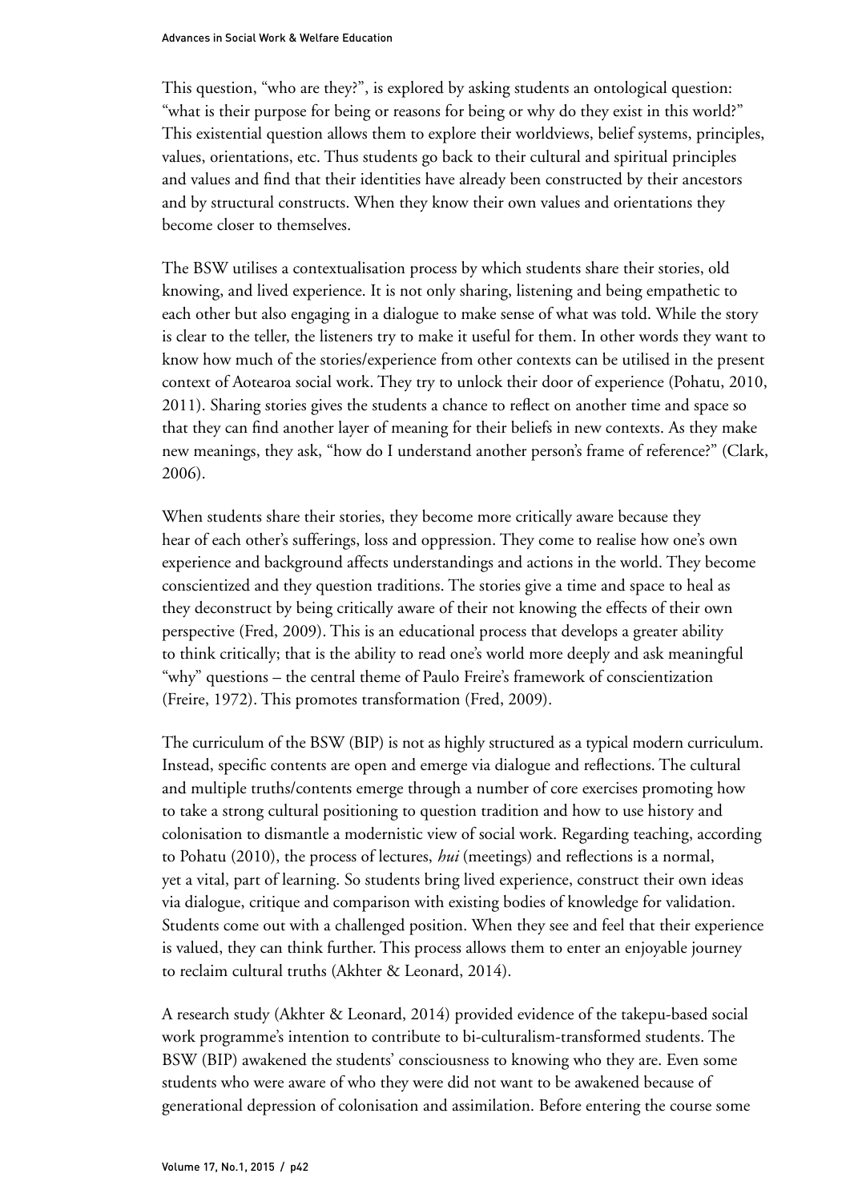This question, "who are they?", is explored by asking students an ontological question: "what is their purpose for being or reasons for being or why do they exist in this world?" This existential question allows them to explore their worldviews, belief systems, principles, values, orientations, etc. Thus students go back to their cultural and spiritual principles and values and find that their identities have already been constructed by their ancestors and by structural constructs. When they know their own values and orientations they become closer to themselves.

The BSW utilises a contextualisation process by which students share their stories, old knowing, and lived experience. It is not only sharing, listening and being empathetic to each other but also engaging in a dialogue to make sense of what was told. While the story is clear to the teller, the listeners try to make it useful for them. In other words they want to know how much of the stories/experience from other contexts can be utilised in the present context of Aotearoa social work. They try to unlock their door of experience (Pohatu, 2010, 2011). Sharing stories gives the students a chance to reflect on another time and space so that they can find another layer of meaning for their beliefs in new contexts. As they make new meanings, they ask, "how do I understand another person's frame of reference?" (Clark, 2006).

When students share their stories, they become more critically aware because they hear of each other's sufferings, loss and oppression. They come to realise how one's own experience and background affects understandings and actions in the world. They become conscientized and they question traditions. The stories give a time and space to heal as they deconstruct by being critically aware of their not knowing the effects of their own perspective (Fred, 2009). This is an educational process that develops a greater ability to think critically; that is the ability to read one's world more deeply and ask meaningful "why" questions – the central theme of Paulo Freire's framework of conscientization (Freire, 1972). This promotes transformation (Fred, 2009).

The curriculum of the BSW (BIP) is not as highly structured as a typical modern curriculum. Instead, specific contents are open and emerge via dialogue and reflections. The cultural and multiple truths/contents emerge through a number of core exercises promoting how to take a strong cultural positioning to question tradition and how to use history and colonisation to dismantle a modernistic view of social work. Regarding teaching, according to Pohatu (2010), the process of lectures, *hui* (meetings) and reflections is a normal, yet a vital, part of learning. So students bring lived experience, construct their own ideas via dialogue, critique and comparison with existing bodies of knowledge for validation. Students come out with a challenged position. When they see and feel that their experience is valued, they can think further. This process allows them to enter an enjoyable journey to reclaim cultural truths (Akhter & Leonard, 2014).

A research study (Akhter & Leonard, 2014) provided evidence of the takepu-based social work programme's intention to contribute to bi-culturalism-transformed students. The BSW (BIP) awakened the students' consciousness to knowing who they are. Even some students who were aware of who they were did not want to be awakened because of generational depression of colonisation and assimilation. Before entering the course some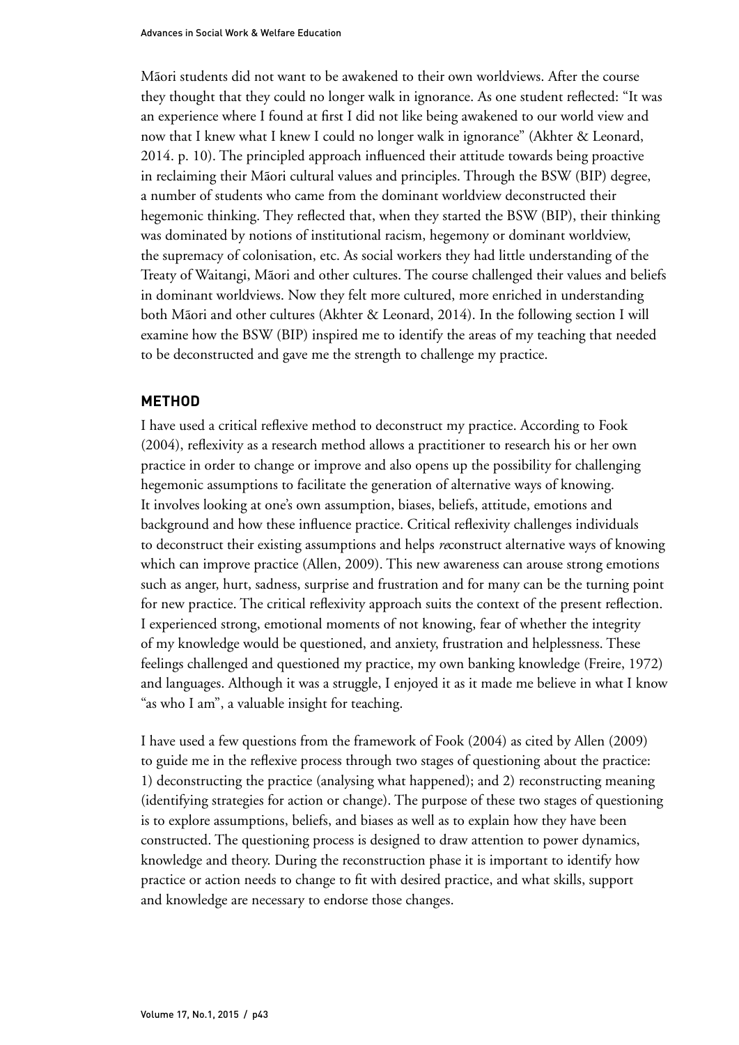Māori students did not want to be awakened to their own worldviews. After the course they thought that they could no longer walk in ignorance. As one student reflected: "It was an experience where I found at first I did not like being awakened to our world view and now that I knew what I knew I could no longer walk in ignorance" (Akhter & Leonard, 2014. p. 10). The principled approach influenced their attitude towards being proactive in reclaiming their Māori cultural values and principles. Through the BSW (BIP) degree, a number of students who came from the dominant worldview deconstructed their hegemonic thinking. They reflected that, when they started the BSW (BIP), their thinking was dominated by notions of institutional racism, hegemony or dominant worldview, the supremacy of colonisation, etc. As social workers they had little understanding of the Treaty of Waitangi, Māori and other cultures. The course challenged their values and beliefs in dominant worldviews. Now they felt more cultured, more enriched in understanding both Māori and other cultures (Akhter & Leonard, 2014). In the following section I will examine how the BSW (BIP) inspired me to identify the areas of my teaching that needed to be deconstructed and gave me the strength to challenge my practice.

## METHOD

I have used a critical reflexive method to deconstruct my practice. According to Fook (2004), reflexivity as a research method allows a practitioner to research his or her own practice in order to change or improve and also opens up the possibility for challenging hegemonic assumptions to facilitate the generation of alternative ways of knowing. It involves looking at one's own assumption, biases, beliefs, attitude, emotions and background and how these influence practice. Critical reflexivity challenges individuals to deconstruct their existing assumptions and helps *re*construct alternative ways of knowing which can improve practice (Allen, 2009). This new awareness can arouse strong emotions such as anger, hurt, sadness, surprise and frustration and for many can be the turning point for new practice. The critical reflexivity approach suits the context of the present reflection. I experienced strong, emotional moments of not knowing, fear of whether the integrity of my knowledge would be questioned, and anxiety, frustration and helplessness. These feelings challenged and questioned my practice, my own banking knowledge (Freire, 1972) and languages. Although it was a struggle, I enjoyed it as it made me believe in what I know "as who I am", a valuable insight for teaching.

I have used a few questions from the framework of Fook (2004) as cited by Allen (2009) to guide me in the reflexive process through two stages of questioning about the practice: 1) deconstructing the practice (analysing what happened); and 2) reconstructing meaning (identifying strategies for action or change). The purpose of these two stages of questioning is to explore assumptions, beliefs, and biases as well as to explain how they have been constructed. The questioning process is designed to draw attention to power dynamics, knowledge and theory. During the reconstruction phase it is important to identify how practice or action needs to change to fit with desired practice, and what skills, support and knowledge are necessary to endorse those changes.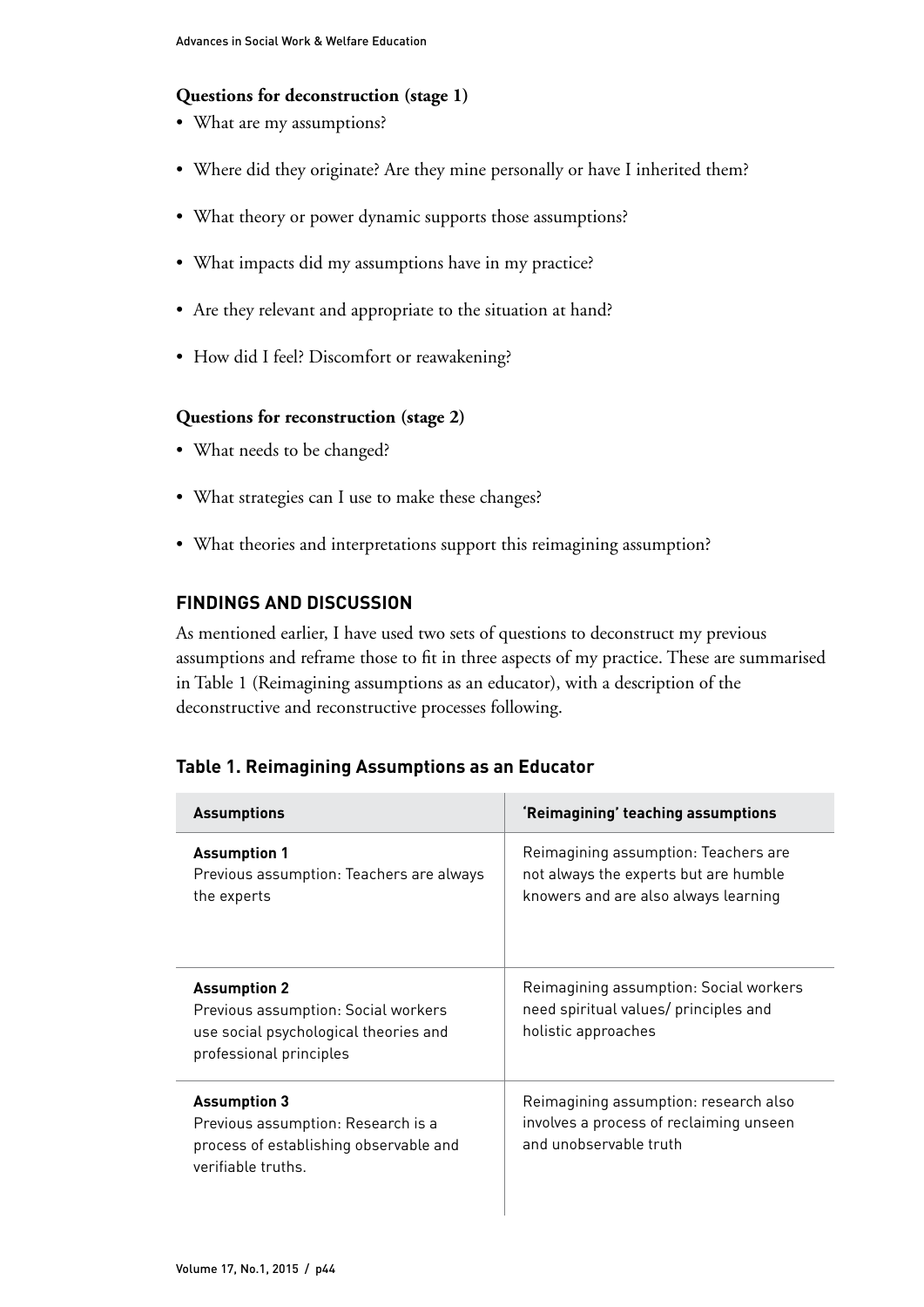**Questions for deconstruction (stage 1)**

- What are my assumptions?
- Where did they originate? Are they mine personally or have I inherited them?
- What theory or power dynamic supports those assumptions?
- What impacts did my assumptions have in my practice?
- Are they relevant and appropriate to the situation at hand?
- How did I feel? Discomfort or reawakening?

**Questions for reconstruction (stage 2)**

- What needs to be changed?
- What strategies can I use to make these changes?
- What theories and interpretations support this reimagining assumption?

## FINDINGS AND DISCUSSION

As mentioned earlier, I have used two sets of questions to deconstruct my previous assumptions and reframe those to fit in three aspects of my practice. These are summarised in Table 1 (Reimagining assumptions as an educator), with a description of the deconstructive and reconstructive processes following.

### Table 1. Reimagining Assumptions as an Educator

| Assumptions | 'Reimagining' teaching assumptions |
|---|---|
| **Assumption 1**<br>Previous assumption: Teachers are always the experts | Reimagining assumption: Teachers are not always the experts but are humble knowers and are also always learning |
| **Assumption 2**<br>Previous assumption: Social workers use social psychological theories and professional principles | Reimagining assumption: Social workers need spiritual values/ principles and holistic approaches |
| **Assumption 3**<br>Previous assumption: Research is a process of establishing observable and verifiable truths. | Reimagining assumption: research also involves a process of reclaiming unseen and unobservable truth |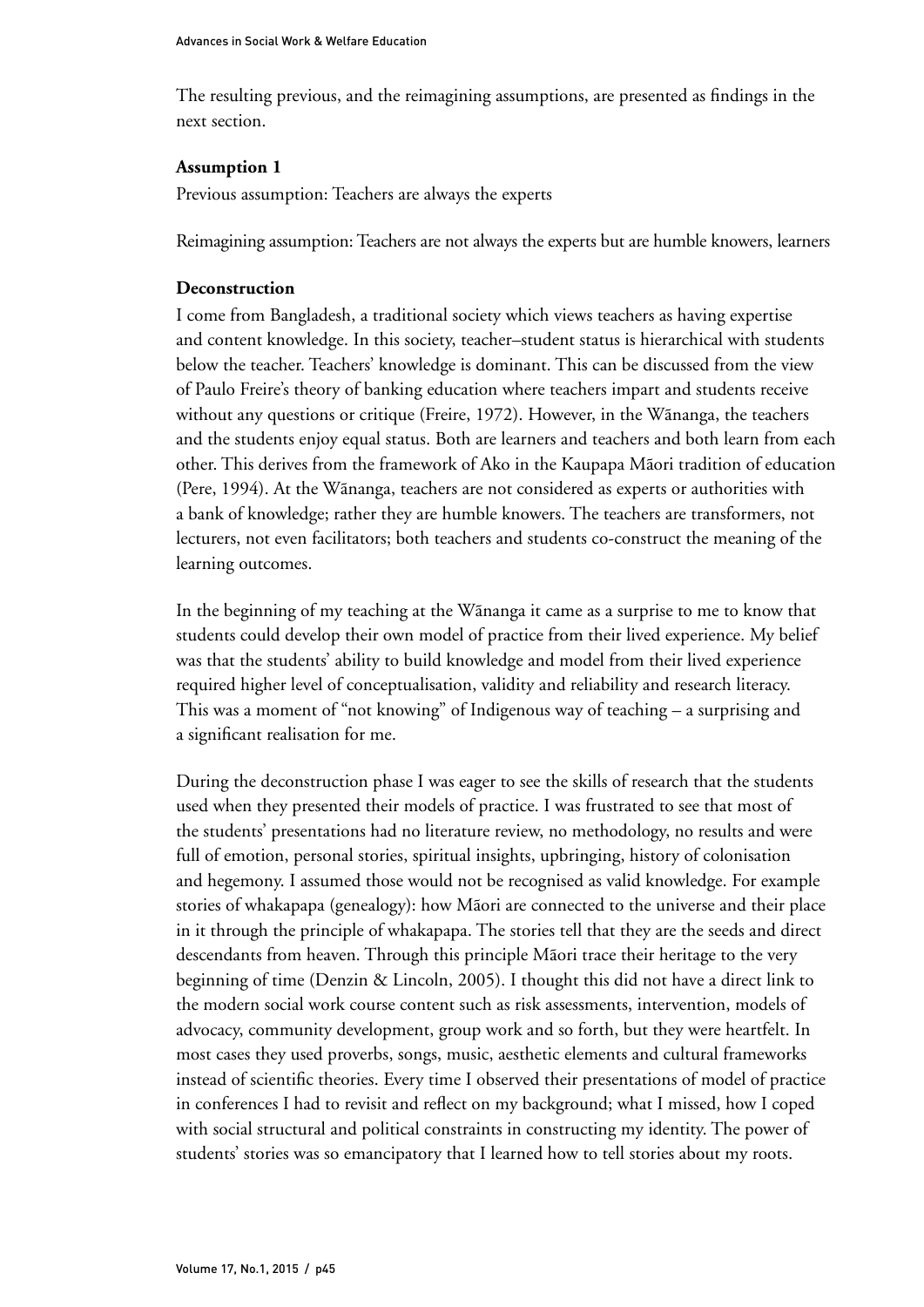The resulting previous, and the reimagining assumptions, are presented as findings in the next section.

**Assumption 1**

Previous assumption: Teachers are always the experts

Reimagining assumption: Teachers are not always the experts but are humble knowers, learners

**Deconstruction**

I come from Bangladesh, a traditional society which views teachers as having expertise and content knowledge. In this society, teacher–student status is hierarchical with students below the teacher. Teachers' knowledge is dominant. This can be discussed from the view of Paulo Freire's theory of banking education where teachers impart and students receive without any questions or critique (Freire, 1972). However, in the Wānanga, the teachers and the students enjoy equal status. Both are learners and teachers and both learn from each other. This derives from the framework of Ako in the Kaupapa Māori tradition of education (Pere, 1994). At the Wānanga, teachers are not considered as experts or authorities with a bank of knowledge; rather they are humble knowers. The teachers are transformers, not lecturers, not even facilitators; both teachers and students co-construct the meaning of the learning outcomes.

In the beginning of my teaching at the Wānanga it came as a surprise to me to know that students could develop their own model of practice from their lived experience. My belief was that the students' ability to build knowledge and model from their lived experience required higher level of conceptualisation, validity and reliability and research literacy. This was a moment of "not knowing" of Indigenous way of teaching – a surprising and a significant realisation for me.

During the deconstruction phase I was eager to see the skills of research that the students used when they presented their models of practice. I was frustrated to see that most of the students' presentations had no literature review, no methodology, no results and were full of emotion, personal stories, spiritual insights, upbringing, history of colonisation and hegemony. I assumed those would not be recognised as valid knowledge. For example stories of whakapapa (genealogy): how Māori are connected to the universe and their place in it through the principle of whakapapa. The stories tell that they are the seeds and direct descendants from heaven. Through this principle Māori trace their heritage to the very beginning of time (Denzin & Lincoln, 2005). I thought this did not have a direct link to the modern social work course content such as risk assessments, intervention, models of advocacy, community development, group work and so forth, but they were heartfelt. In most cases they used proverbs, songs, music, aesthetic elements and cultural frameworks instead of scientific theories. Every time I observed their presentations of model of practice in conferences I had to revisit and reflect on my background; what I missed, how I coped with social structural and political constraints in constructing my identity. The power of students' stories was so emancipatory that I learned how to tell stories about my roots.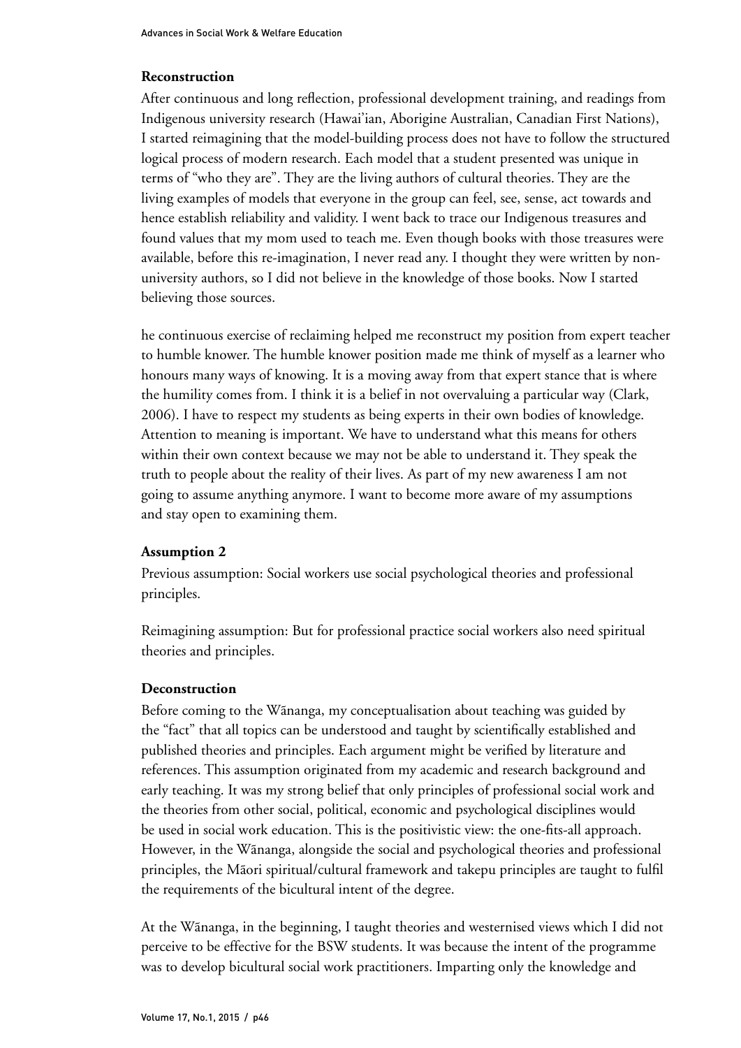**Reconstruction**

After continuous and long reflection, professional development training, and readings from Indigenous university research (Hawai'ian, Aborigine Australian, Canadian First Nations), I started reimagining that the model-building process does not have to follow the structured logical process of modern research. Each model that a student presented was unique in terms of "who they are". They are the living authors of cultural theories. They are the living examples of models that everyone in the group can feel, see, sense, act towards and hence establish reliability and validity. I went back to trace our Indigenous treasures and found values that my mom used to teach me. Even though books with those treasures were available, before this re-imagination, I never read any. I thought they were written by non-university authors, so I did not believe in the knowledge of those books. Now I started believing those sources.

he continuous exercise of reclaiming helped me reconstruct my position from expert teacher to humble knower. The humble knower position made me think of myself as a learner who honours many ways of knowing. It is a moving away from that expert stance that is where the humility comes from. I think it is a belief in not overvaluing a particular way (Clark, 2006). I have to respect my students as being experts in their own bodies of knowledge. Attention to meaning is important. We have to understand what this means for others within their own context because we may not be able to understand it. They speak the truth to people about the reality of their lives. As part of my new awareness I am not going to assume anything anymore. I want to become more aware of my assumptions and stay open to examining them.

**Assumption 2**

Previous assumption: Social workers use social psychological theories and professional principles.

Reimagining assumption: But for professional practice social workers also need spiritual theories and principles.

**Deconstruction**

Before coming to the Wānanga, my conceptualisation about teaching was guided by the "fact" that all topics can be understood and taught by scientifically established and published theories and principles. Each argument might be verified by literature and references. This assumption originated from my academic and research background and early teaching. It was my strong belief that only principles of professional social work and the theories from other social, political, economic and psychological disciplines would be used in social work education. This is the positivistic view: the one-fits-all approach. However, in the Wānanga, alongside the social and psychological theories and professional principles, the Māori spiritual/cultural framework and takepu principles are taught to fulfil the requirements of the bicultural intent of the degree.

At the Wānanga, in the beginning, I taught theories and westernised views which I did not perceive to be effective for the BSW students. It was because the intent of the programme was to develop bicultural social work practitioners. Imparting only the knowledge and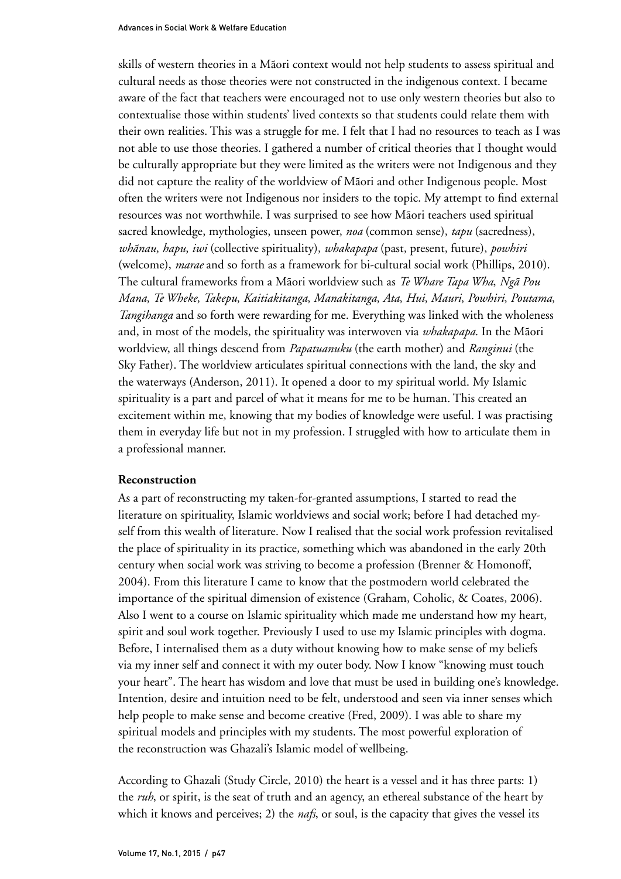skills of western theories in a Māori context would not help students to assess spiritual and cultural needs as those theories were not constructed in the indigenous context. I became aware of the fact that teachers were encouraged not to use only western theories but also to contextualise those within students' lived contexts so that students could relate them with their own realities. This was a struggle for me. I felt that I had no resources to teach as I was not able to use those theories. I gathered a number of critical theories that I thought would be culturally appropriate but they were limited as the writers were not Indigenous and they did not capture the reality of the worldview of Māori and other Indigenous people. Most often the writers were not Indigenous nor insiders to the topic. My attempt to find external resources was not worthwhile. I was surprised to see how Māori teachers used spiritual sacred knowledge, mythologies, unseen power, *noa* (common sense), *tapu* (sacredness), *whānau*, *hapu*, *iwi* (collective spirituality), *whakapapa* (past, present, future), *powhiri* (welcome), *marae* and so forth as a framework for bi-cultural social work (Phillips, 2010). The cultural frameworks from a Māori worldview such as *Te Whare Tapa Wha*, *Ngā Pou Mana*, *Te Wheke*, *Takepu*, *Kaitiakitanga*, *Manakitanga*, *Ata*, *Hui*, *Mauri*, *Powhiri*, *Poutama*, *Tangihanga* and so forth were rewarding for me. Everything was linked with the wholeness and, in most of the models, the spirituality was interwoven via *whakapapa*. In the Māori worldview, all things descend from *Papatuanuku* (the earth mother) and *Ranginui* (the Sky Father). The worldview articulates spiritual connections with the land, the sky and the waterways (Anderson, 2011). It opened a door to my spiritual world. My Islamic spirituality is a part and parcel of what it means for me to be human. This created an excitement within me, knowing that my bodies of knowledge were useful. I was practising them in everyday life but not in my profession. I struggled with how to articulate them in a professional manner.

**Reconstruction**

As a part of reconstructing my taken-for-granted assumptions, I started to read the literature on spirituality, Islamic worldviews and social work; before I had detached myself from this wealth of literature. Now I realised that the social work profession revitalised the place of spirituality in its practice, something which was abandoned in the early 20th century when social work was striving to become a profession (Brenner & Homonoff, 2004). From this literature I came to know that the postmodern world celebrated the importance of the spiritual dimension of existence (Graham, Coholic, & Coates, 2006). Also I went to a course on Islamic spirituality which made me understand how my heart, spirit and soul work together. Previously I used to use my Islamic principles with dogma. Before, I internalised them as a duty without knowing how to make sense of my beliefs via my inner self and connect it with my outer body. Now I know "knowing must touch your heart". The heart has wisdom and love that must be used in building one's knowledge. Intention, desire and intuition need to be felt, understood and seen via inner senses which help people to make sense and become creative (Fred, 2009). I was able to share my spiritual models and principles with my students. The most powerful exploration of the reconstruction was Ghazali's Islamic model of wellbeing.

According to Ghazali (Study Circle, 2010) the heart is a vessel and it has three parts: 1) the *ruh*, or spirit, is the seat of truth and an agency, an ethereal substance of the heart by which it knows and perceives; 2) the *nafs*, or soul, is the capacity that gives the vessel its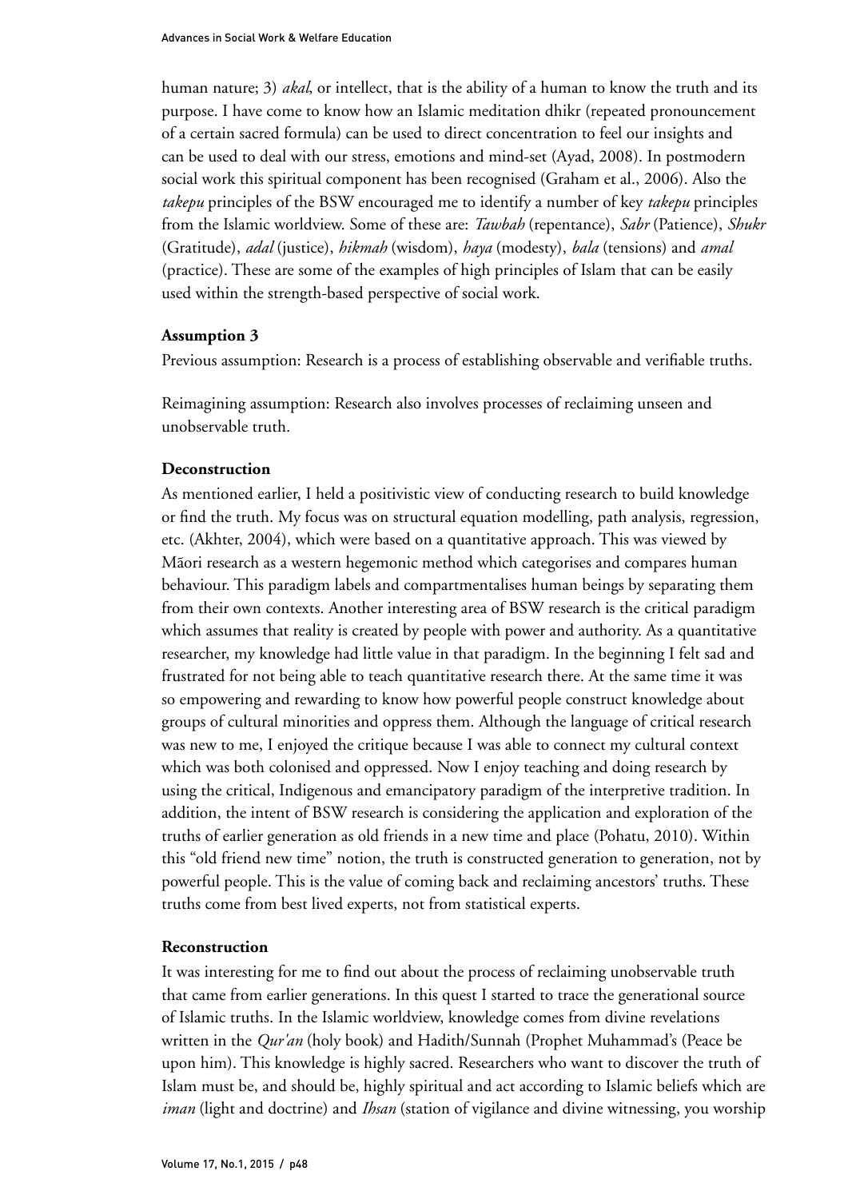human nature; 3) *akal*, or intellect, that is the ability of a human to know the truth and its purpose. I have come to know how an Islamic meditation dhikr (repeated pronouncement of a certain sacred formula) can be used to direct concentration to feel our insights and can be used to deal with our stress, emotions and mind-set (Ayad, 2008). In postmodern social work this spiritual component has been recognised (Graham et al., 2006). Also the *takepu* principles of the BSW encouraged me to identify a number of key *takepu* principles from the Islamic worldview. Some of these are: *Tawbah* (repentance), *Sabr* (Patience), *Shukr* (Gratitude), *adal* (justice), *hikmah* (wisdom), *haya* (modesty), *bala* (tensions) and *amal* (practice). These are some of the examples of high principles of Islam that can be easily used within the strength-based perspective of social work.

**Assumption 3**

Previous assumption: Research is a process of establishing observable and verifiable truths.

Reimagining assumption: Research also involves processes of reclaiming unseen and unobservable truth.

**Deconstruction**

As mentioned earlier, I held a positivistic view of conducting research to build knowledge or find the truth. My focus was on structural equation modelling, path analysis, regression, etc. (Akhter, 2004), which were based on a quantitative approach. This was viewed by Māori research as a western hegemonic method which categorises and compares human behaviour. This paradigm labels and compartmentalises human beings by separating them from their own contexts. Another interesting area of BSW research is the critical paradigm which assumes that reality is created by people with power and authority. As a quantitative researcher, my knowledge had little value in that paradigm. In the beginning I felt sad and frustrated for not being able to teach quantitative research there. At the same time it was so empowering and rewarding to know how powerful people construct knowledge about groups of cultural minorities and oppress them. Although the language of critical research was new to me, I enjoyed the critique because I was able to connect my cultural context which was both colonised and oppressed. Now I enjoy teaching and doing research by using the critical, Indigenous and emancipatory paradigm of the interpretive tradition. In addition, the intent of BSW research is considering the application and exploration of the truths of earlier generation as old friends in a new time and place (Pohatu, 2010). Within this "old friend new time" notion, the truth is constructed generation to generation, not by powerful people. This is the value of coming back and reclaiming ancestors' truths. These truths come from best lived experts, not from statistical experts.

**Reconstruction**

It was interesting for me to find out about the process of reclaiming unobservable truth that came from earlier generations. In this quest I started to trace the generational source of Islamic truths. In the Islamic worldview, knowledge comes from divine revelations written in the *Qur'an* (holy book) and Hadith/Sunnah (Prophet Muhammad's (Peace be upon him). This knowledge is highly sacred. Researchers who want to discover the truth of Islam must be, and should be, highly spiritual and act according to Islamic beliefs which are *iman* (light and doctrine) and *Ihsan* (station of vigilance and divine witnessing, you worship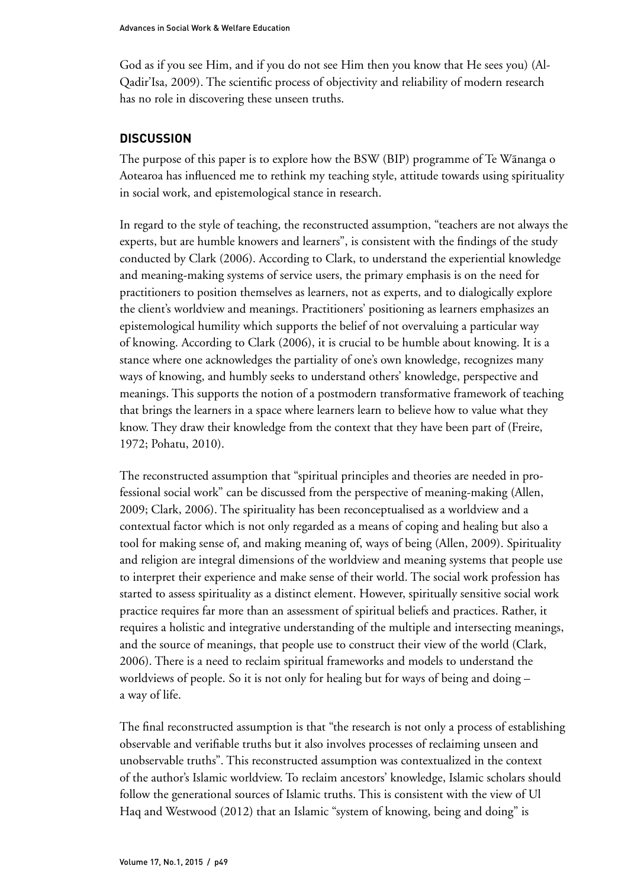God as if you see Him, and if you do not see Him then you know that He sees you) (Al-Qadir'Isa, 2009). The scientific process of objectivity and reliability of modern research has no role in discovering these unseen truths.

## DISCUSSION

The purpose of this paper is to explore how the BSW (BIP) programme of Te Wānanga o Aotearoa has influenced me to rethink my teaching style, attitude towards using spirituality in social work, and epistemological stance in research.

In regard to the style of teaching, the reconstructed assumption, "teachers are not always the experts, but are humble knowers and learners", is consistent with the findings of the study conducted by Clark (2006). According to Clark, to understand the experiential knowledge and meaning-making systems of service users, the primary emphasis is on the need for practitioners to position themselves as learners, not as experts, and to dialogically explore the client's worldview and meanings. Practitioners' positioning as learners emphasizes an epistemological humility which supports the belief of not overvaluing a particular way of knowing. According to Clark (2006), it is crucial to be humble about knowing. It is a stance where one acknowledges the partiality of one's own knowledge, recognizes many ways of knowing, and humbly seeks to understand others' knowledge, perspective and meanings. This supports the notion of a postmodern transformative framework of teaching that brings the learners in a space where learners learn to believe how to value what they know. They draw their knowledge from the context that they have been part of (Freire, 1972; Pohatu, 2010).

The reconstructed assumption that "spiritual principles and theories are needed in professional social work" can be discussed from the perspective of meaning-making (Allen, 2009; Clark, 2006). The spirituality has been reconceptualised as a worldview and a contextual factor which is not only regarded as a means of coping and healing but also a tool for making sense of, and making meaning of, ways of being (Allen, 2009). Spirituality and religion are integral dimensions of the worldview and meaning systems that people use to interpret their experience and make sense of their world. The social work profession has started to assess spirituality as a distinct element. However, spiritually sensitive social work practice requires far more than an assessment of spiritual beliefs and practices. Rather, it requires a holistic and integrative understanding of the multiple and intersecting meanings, and the source of meanings, that people use to construct their view of the world (Clark, 2006). There is a need to reclaim spiritual frameworks and models to understand the worldviews of people. So it is not only for healing but for ways of being and doing – a way of life.

The final reconstructed assumption is that "the research is not only a process of establishing observable and verifiable truths but it also involves processes of reclaiming unseen and unobservable truths". This reconstructed assumption was contextualized in the context of the author's Islamic worldview. To reclaim ancestors' knowledge, Islamic scholars should follow the generational sources of Islamic truths. This is consistent with the view of Ul Haq and Westwood (2012) that an Islamic "system of knowing, being and doing" is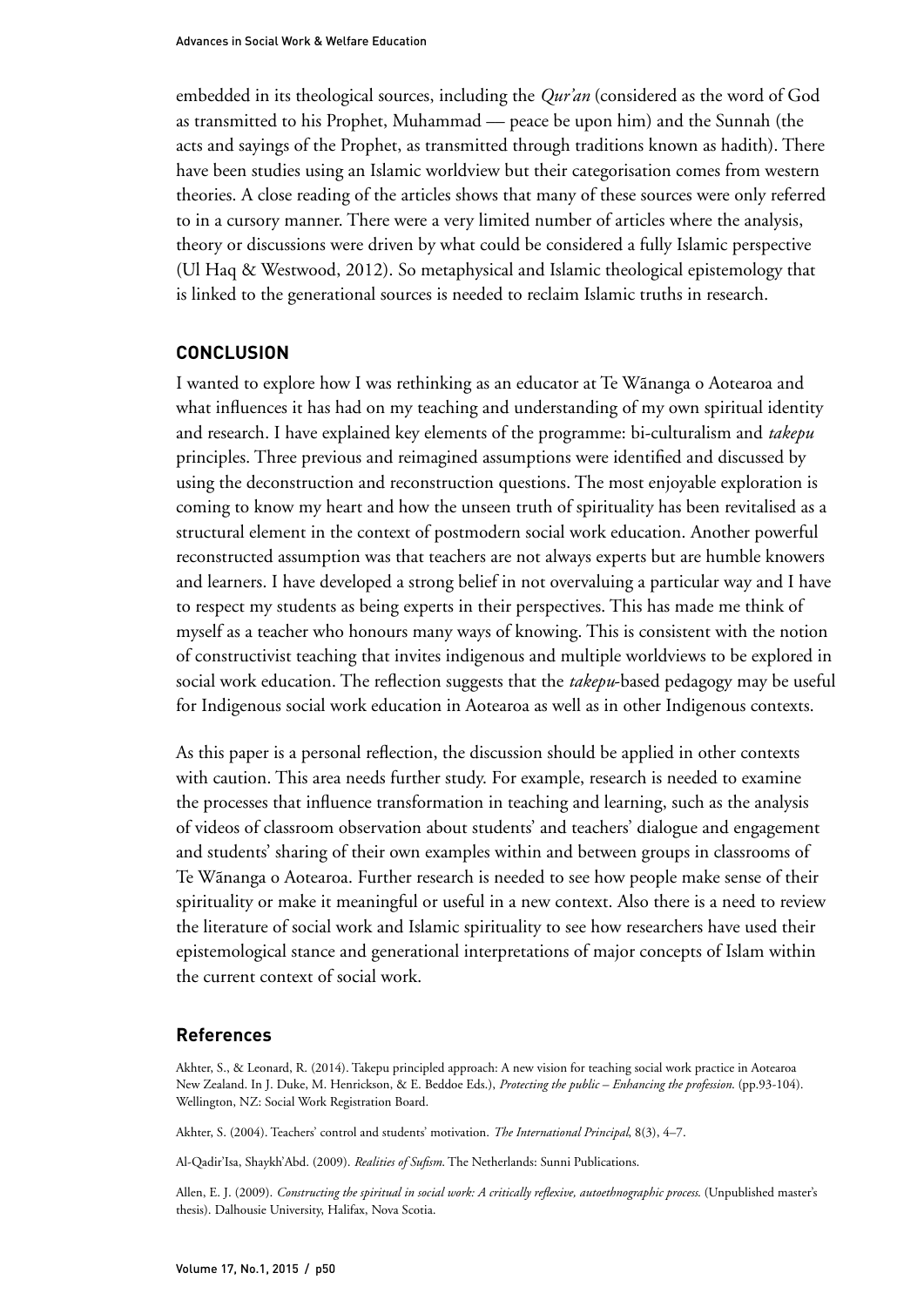embedded in its theological sources, including the *Qur'an* (considered as the word of God as transmitted to his Prophet, Muhammad — peace be upon him) and the Sunnah (the acts and sayings of the Prophet, as transmitted through traditions known as hadith). There have been studies using an Islamic worldview but their categorisation comes from western theories. A close reading of the articles shows that many of these sources were only referred to in a cursory manner. There were a very limited number of articles where the analysis, theory or discussions were driven by what could be considered a fully Islamic perspective (Ul Haq & Westwood, 2012). So metaphysical and Islamic theological epistemology that is linked to the generational sources is needed to reclaim Islamic truths in research.

## CONCLUSION

I wanted to explore how I was rethinking as an educator at Te Wānanga o Aotearoa and what influences it has had on my teaching and understanding of my own spiritual identity and research. I have explained key elements of the programme: bi-culturalism and *takepu* principles. Three previous and reimagined assumptions were identified and discussed by using the deconstruction and reconstruction questions. The most enjoyable exploration is coming to know my heart and how the unseen truth of spirituality has been revitalised as a structural element in the context of postmodern social work education. Another powerful reconstructed assumption was that teachers are not always experts but are humble knowers and learners. I have developed a strong belief in not overvaluing a particular way and I have to respect my students as being experts in their perspectives. This has made me think of myself as a teacher who honours many ways of knowing. This is consistent with the notion of constructivist teaching that invites indigenous and multiple worldviews to be explored in social work education. The reflection suggests that the *takepu*-based pedagogy may be useful for Indigenous social work education in Aotearoa as well as in other Indigenous contexts.

As this paper is a personal reflection, the discussion should be applied in other contexts with caution. This area needs further study. For example, research is needed to examine the processes that influence transformation in teaching and learning, such as the analysis of videos of classroom observation about students' and teachers' dialogue and engagement and students' sharing of their own examples within and between groups in classrooms of Te Wānanga o Aotearoa. Further research is needed to see how people make sense of their spirituality or make it meaningful or useful in a new context. Also there is a need to review the literature of social work and Islamic spirituality to see how researchers have used their epistemological stance and generational interpretations of major concepts of Islam within the current context of social work.

## References

Akhter, S., & Leonard, R. (2014). Takepu principled approach: A new vision for teaching social work practice in Aotearoa New Zealand. In J. Duke, M. Henrickson, & E. Beddoe Eds.), *Protecting the public – Enhancing the profession*. (pp.93-104). Wellington, NZ: Social Work Registration Board.

Akhter, S. (2004). Teachers' control and students' motivation. *The International Principal*, 8(3), 4–7.

Al-Qadir'Isa, Shaykh'Abd. (2009). *Realities of Sufism*. The Netherlands: Sunni Publications.

Allen, E. J. (2009). *Constructing the spiritual in social work: A critically reflexive, autoethnographic process*. (Unpublished master's thesis). Dalhousie University, Halifax, Nova Scotia.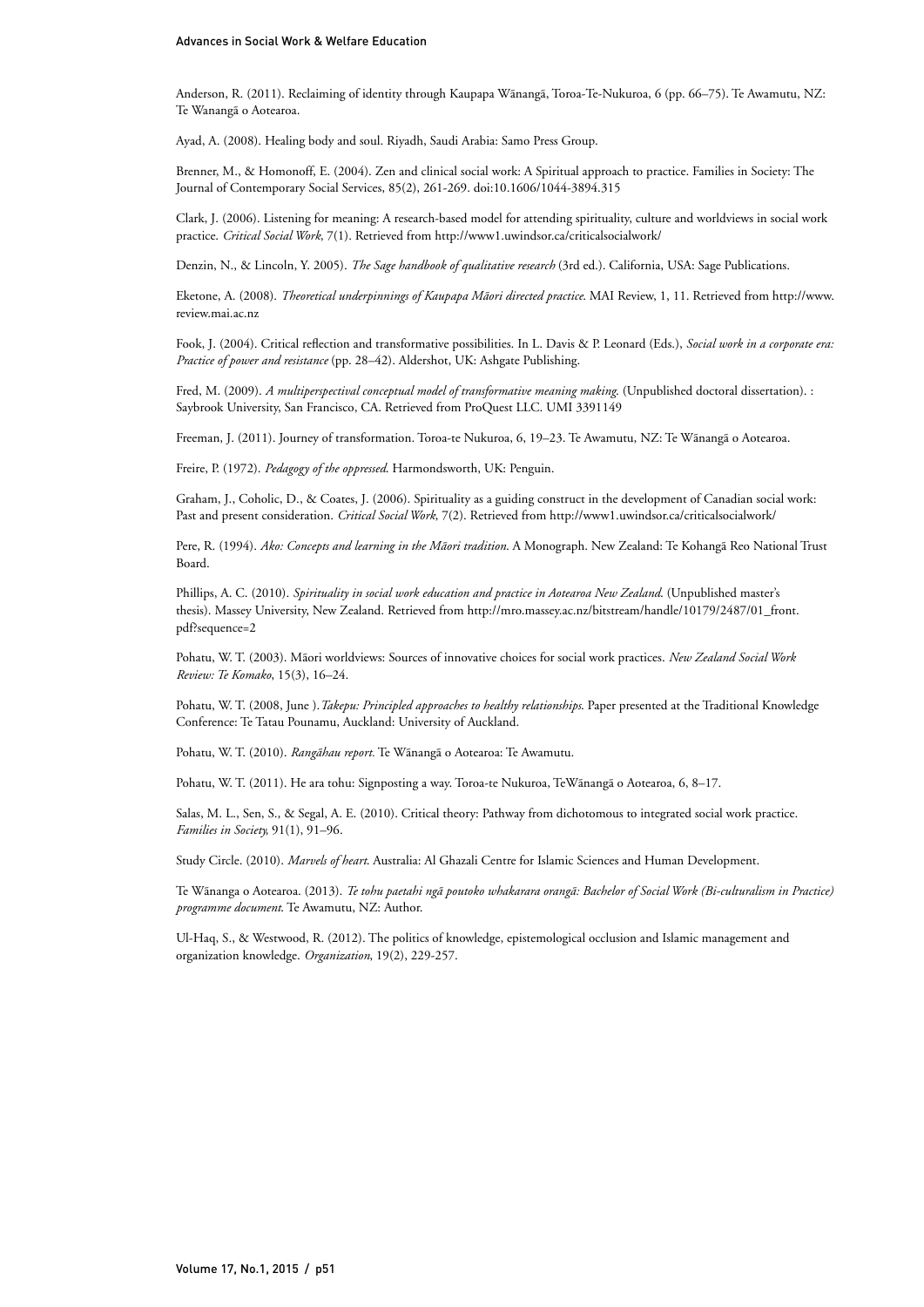Anderson, R. (2011). Reclaiming of identity through Kaupapa Wānangā, Toroa-Te-Nukuroa, 6 (pp. 66–75). Te Awamutu, NZ: Te Wanangā o Aotearoa.

Ayad, A. (2008). Healing body and soul. Riyadh, Saudi Arabia: Samo Press Group.

Brenner, M., & Homonoff, E. (2004). Zen and clinical social work: A Spiritual approach to practice. Families in Society: The Journal of Contemporary Social Services, 85(2), 261-269. doi:10.1606/1044-3894.315

Clark, J. (2006). Listening for meaning: A research-based model for attending spirituality, culture and worldviews in social work practice. *Critical Social Work*, 7(1). Retrieved from http://www1.uwindsor.ca/criticalsocialwork/

Denzin, N., & Lincoln, Y. 2005). *The Sage handbook of qualitative research* (3rd ed.). California, USA: Sage Publications.

Eketone, A. (2008). *Theoretical underpinnings of Kaupapa Māori directed practice*. MAI Review, 1, 11. Retrieved from http://www.review.mai.ac.nz

Fook, J. (2004). Critical reflection and transformative possibilities. In L. Davis & P. Leonard (Eds.), *Social work in a corporate era: Practice of power and resistance* (pp. 28–42). Aldershot, UK: Ashgate Publishing.

Fred, M. (2009). *A multiperspectival conceptual model of transformative meaning making*. (Unpublished doctoral dissertation). : Saybrook University, San Francisco, CA. Retrieved from ProQuest LLC. UMI 3391149

Freeman, J. (2011). Journey of transformation. Toroa-te Nukuroa, 6, 19–23. Te Awamutu, NZ: Te Wānangā o Aotearoa.

Freire, P. (1972). *Pedagogy of the oppressed*. Harmondsworth, UK: Penguin.

Graham, J., Coholic, D., & Coates, J. (2006). Spirituality as a guiding construct in the development of Canadian social work: Past and present consideration. *Critical Social Work*, 7(2). Retrieved from http://www1.uwindsor.ca/criticalsocialwork/

Pere, R. (1994). *Ako: Concepts and learning in the Māori tradition*. A Monograph. New Zealand: Te Kohangā Reo National Trust Board.

Phillips, A. C. (2010). *Spirituality in social work education and practice in Aotearoa New Zealand*. (Unpublished master's thesis). Massey University, New Zealand. Retrieved from http://mro.massey.ac.nz/bitstream/handle/10179/2487/01_front.pdf?sequence=2

Pohatu, W. T. (2003). Māori worldviews: Sources of innovative choices for social work practices. *New Zealand Social Work Review: Te Komako*, 15(3), 16–24.

Pohatu, W. T. (2008, June ).*Takepu: Principled approaches to healthy relationships*. Paper presented at the Traditional Knowledge Conference: Te Tatau Pounamu, Auckland: University of Auckland.

Pohatu, W. T. (2010). *Rangāhau report*. Te Wānangā o Aotearoa: Te Awamutu.

Pohatu, W. T. (2011). He ara tohu: Signposting a way. Toroa-te Nukuroa, TeWānangā o Aotearoa, 6, 8–17.

Salas, M. L., Sen, S., & Segal, A. E. (2010). Critical theory: Pathway from dichotomous to integrated social work practice. *Families in Society*, 91(1), 91–96.

Study Circle. (2010). *Marvels of heart*. Australia: Al Ghazali Centre for Islamic Sciences and Human Development.

Te Wānanga o Aotearoa. (2013). *Te tohu paetahi ngā poutoko whakarara orangā: Bachelor of Social Work (Bi-culturalism in Practice) programme document*. Te Awamutu, NZ: Author.

Ul-Haq, S., & Westwood, R. (2012). The politics of knowledge, epistemological occlusion and Islamic management and organization knowledge. *Organization*, 19(2), 229-257.